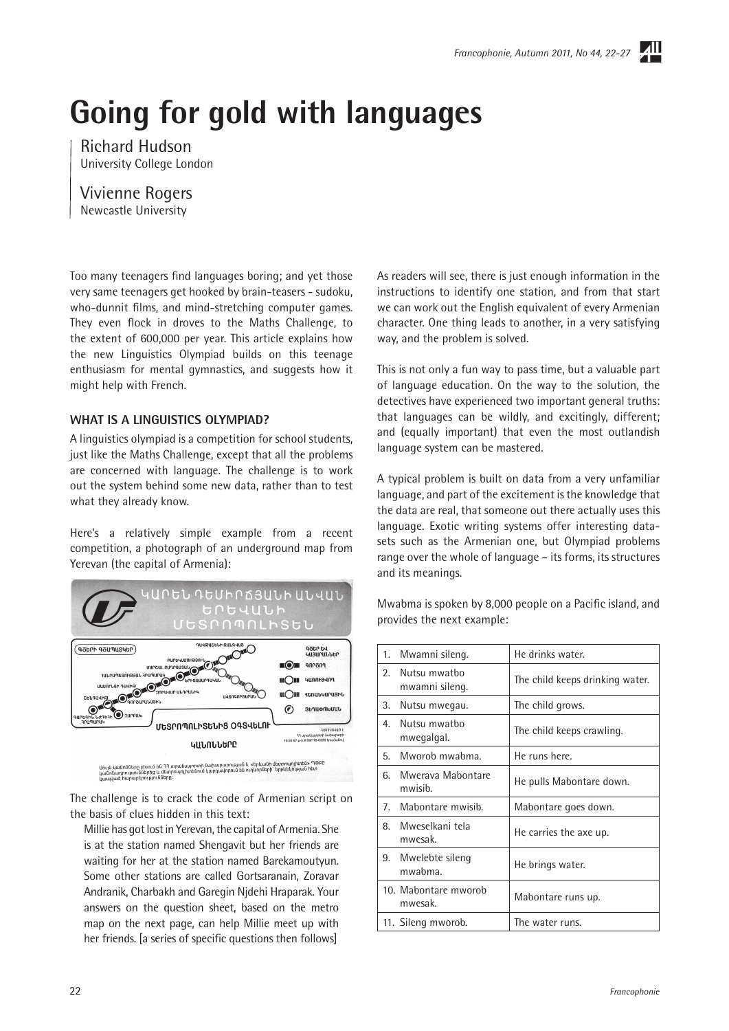# Going for gold with languages

Richard Hudson
University College London

Vivienne Rogers
Newcastle University

Too many teenagers find languages boring; and yet those very same teenagers get hooked by brain-teasers - sudoku, who-dunnit films, and mind-stretching computer games. They even flock in droves to the Maths Challenge, to the extent of 600,000 per year. This article explains how the new Linguistics Olympiad builds on this teenage enthusiasm for mental gymnastics, and suggests how it might help with French.

## WHAT IS A LINGUISTICS OLYMPIAD?

A linguistics olympiad is a competition for school students, just like the Maths Challenge, except that all the problems are concerned with language. The challenge is to work out the system behind some new data, rather than to test what they already know.

Here's a relatively simple example from a recent competition, a photograph of an underground map from Yerevan (the capital of Armenia):

The challenge is to crack the code of Armenian script on the basis of clues hidden in this text:

> Millie has got lost in Yerevan, the capital of Armenia. She is at the station named Shengavit but her friends are waiting for her at the station named Barekamoutyun. Some other stations are called Gortsaranain, Zoravar Andranik, Charbakh and Garegin Njdehi Hraparak. Your answers on the question sheet, based on the metro map on the next page, can help Millie meet up with her friends. [a series of specific questions then follows]

As readers will see, there is just enough information in the instructions to identify one station, and from that start we can work out the English equivalent of every Armenian character. One thing leads to another, in a very satisfying way, and the problem is solved.

This is not only a fun way to pass time, but a valuable part of language education. On the way to the solution, the detectives have experienced two important general truths: that languages can be wildly, and excitingly, different; and (equally important) that even the most outlandish language system can be mastered.

A typical problem is built on data from a very unfamiliar language, and part of the excitement is the knowledge that the data are real, that someone out there actually uses this language. Exotic writing systems offer interesting data-sets such as the Armenian one, but Olympiad problems range over the whole of language – its forms, its structures and its meanings.

Mwabma is spoken by 8,000 people on a Pacific island, and provides the next example:

| | |
|---|---|
| 1. Mwamni sileng. | He drinks water. |
| 2. Nutsu mwatbo mwamni sileng. | The child keeps drinking water. |
| 3. Nutsu mwegau. | The child grows. |
| 4. Nutsu mwatbo mwegalgal. | The child keeps crawling. |
| 5. Mworob mwabma. | He runs here. |
| 6. Mwerava Mabontare mwisib. | He pulls Mabontare down. |
| 7. Mabontare mwisib. | Mabontare goes down. |
| 8. Mweselkani tela mwesak. | He carries the axe up. |
| 9. Mwelebte sileng mwabma. | He brings water. |
| 10. Mabontare mworob mwesak. | Mabontare runs up. |
| 11. Sileng mworob. | The water runs. |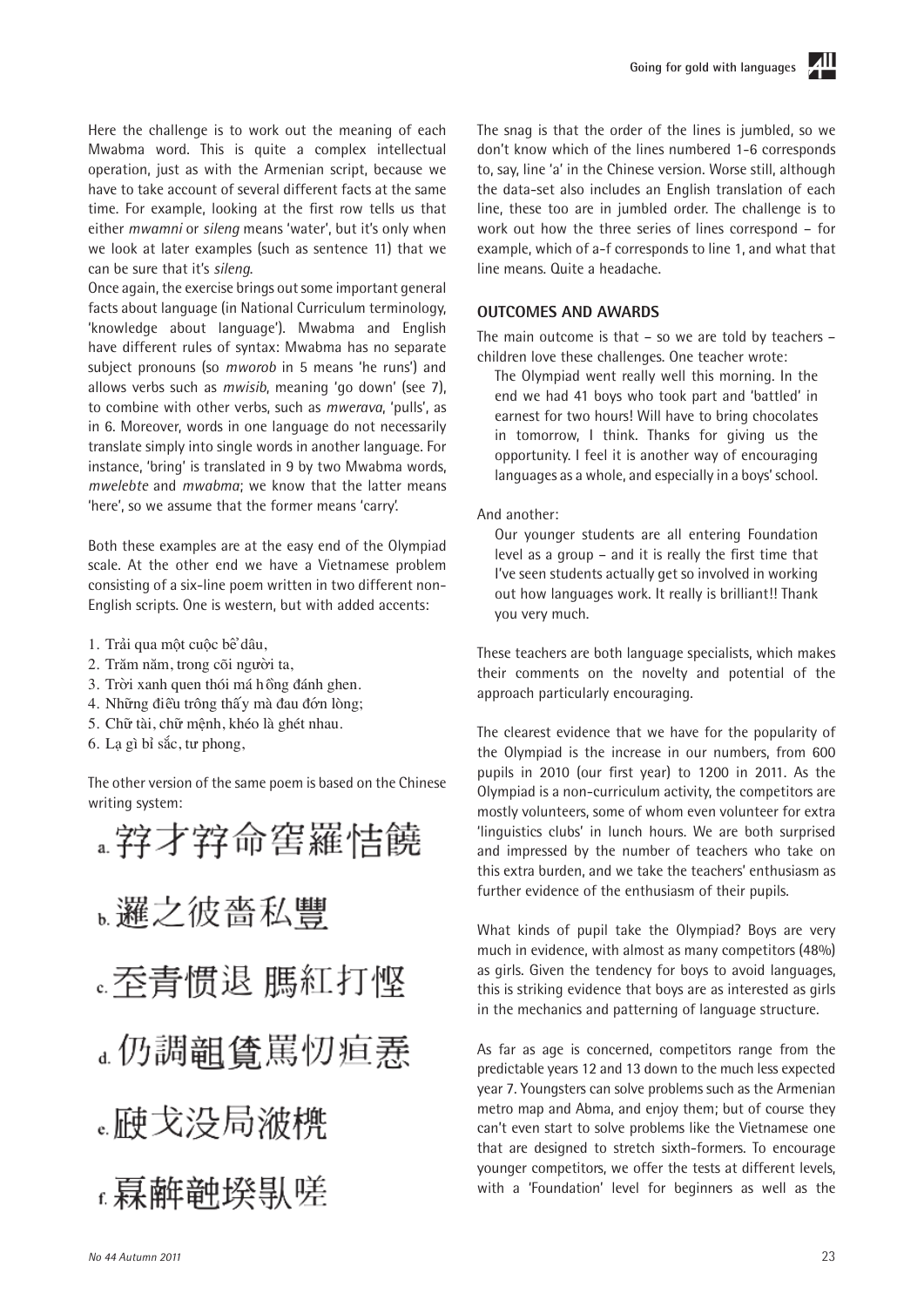Here the challenge is to work out the meaning of each Mwabma word. This is quite a complex intellectual operation, just as with the Armenian script, because we have to take account of several different facts at the same time. For example, looking at the first row tells us that either *mwamni* or *sileng* means 'water', but it's only when we look at later examples (such as sentence 11) that we can be sure that it's *sileng*.

Once again, the exercise brings out some important general facts about language (in National Curriculum terminology, 'knowledge about language'). Mwabma and English have different rules of syntax: Mwabma has no separate subject pronouns (so *mworob* in 5 means 'he runs') and allows verbs such as *mwisib*, meaning 'go down' (see 7), to combine with other verbs, such as *mwerava*, 'pulls', as in 6. Moreover, words in one language do not necessarily translate simply into single words in another language. For instance, 'bring' is translated in 9 by two Mwabma words, *mwelebte* and *mwabma*; we know that the latter means 'here', so we assume that the former means 'carry'.

Both these examples are at the easy end of the Olympiad scale. At the other end we have a Vietnamese problem consisting of a six-line poem written in two different non-English scripts. One is western, but with added accents:

1. Trải qua một cuộc bể dâu,
2. Trăm năm, trong cõi người ta,
3. Trời xanh quen thói má hồng đánh ghen.
4. Những điều trông thấy mà đau đớn lòng;
5. Chữ tài, chữ mệnh, khéo là ghét nhau.
6. Lạ gì bỉ sắc, tư phong,

The other version of the same poem is based on the Chinese writing system:

a. 𡦂才𡦂命窖羅恄饒
b. 邏之彼嗇私豐
c. 𡗶青慣退 䏧紅打慳
d. 仍調䁛覩罵忉疸悉
e. 𠀧戈没局滄桑
f. 𤾓𢆥𥪞𡎝𠊛嗟

The snag is that the order of the lines is jumbled, so we don't know which of the lines numbered 1-6 corresponds to, say, line 'a' in the Chinese version. Worse still, although the data-set also includes an English translation of each line, these too are in jumbled order. The challenge is to work out how the three series of lines correspond – for example, which of a-f corresponds to line 1, and what that line means. Quite a headache.

## OUTCOMES AND AWARDS

The main outcome is that – so we are told by teachers – children love these challenges. One teacher wrote:

> The Olympiad went really well this morning. In the end we had 41 boys who took part and 'battled' in earnest for two hours! Will have to bring chocolates in tomorrow, I think. Thanks for giving us the opportunity. I feel it is another way of encouraging languages as a whole, and especially in a boys' school.

And another:

> Our younger students are all entering Foundation level as a group – and it is really the first time that I've seen students actually get so involved in working out how languages work. It really is brilliant!! Thank you very much.

These teachers are both language specialists, which makes their comments on the novelty and potential of the approach particularly encouraging.

The clearest evidence that we have for the popularity of the Olympiad is the increase in our numbers, from 600 pupils in 2010 (our first year) to 1200 in 2011. As the Olympiad is a non-curriculum activity, the competitors are mostly volunteers, some of whom even volunteer for extra 'linguistics clubs' in lunch hours. We are both surprised and impressed by the number of teachers who take on this extra burden, and we take the teachers' enthusiasm as further evidence of the enthusiasm of their pupils.

What kinds of pupil take the Olympiad? Boys are very much in evidence, with almost as many competitors (48%) as girls. Given the tendency for boys to avoid languages, this is striking evidence that boys are as interested as girls in the mechanics and patterning of language structure.

As far as age is concerned, competitors range from the predictable years 12 and 13 down to the much less expected year 7. Youngsters can solve problems such as the Armenian metro map and Abma, and enjoy them; but of course they can't even start to solve problems like the Vietnamese one that are designed to stretch sixth-formers. To encourage younger competitors, we offer the tests at different levels, with a 'Foundation' level for beginners as well as the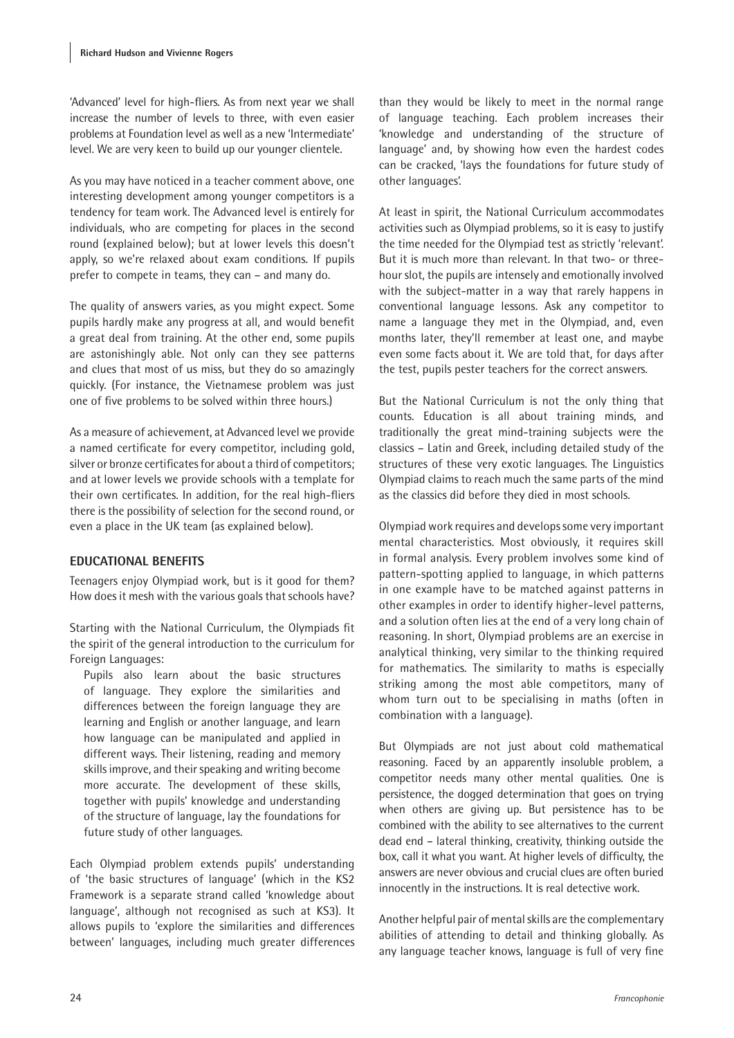'Advanced' level for high-fliers. As from next year we shall increase the number of levels to three, with even easier problems at Foundation level as well as a new 'Intermediate' level. We are very keen to build up our younger clientele.

As you may have noticed in a teacher comment above, one interesting development among younger competitors is a tendency for team work. The Advanced level is entirely for individuals, who are competing for places in the second round (explained below); but at lower levels this doesn't apply, so we're relaxed about exam conditions. If pupils prefer to compete in teams, they can – and many do.

The quality of answers varies, as you might expect. Some pupils hardly make any progress at all, and would benefit a great deal from training. At the other end, some pupils are astonishingly able. Not only can they see patterns and clues that most of us miss, but they do so amazingly quickly. (For instance, the Vietnamese problem was just one of five problems to be solved within three hours.)

As a measure of achievement, at Advanced level we provide a named certificate for every competitor, including gold, silver or bronze certificates for about a third of competitors; and at lower levels we provide schools with a template for their own certificates. In addition, for the real high-fliers there is the possibility of selection for the second round, or even a place in the UK team (as explained below).

## EDUCATIONAL BENEFITS

Teenagers enjoy Olympiad work, but is it good for them? How does it mesh with the various goals that schools have?

Starting with the National Curriculum, the Olympiads fit the spirit of the general introduction to the curriculum for Foreign Languages:

> Pupils also learn about the basic structures of language. They explore the similarities and differences between the foreign language they are learning and English or another language, and learn how language can be manipulated and applied in different ways. Their listening, reading and memory skills improve, and their speaking and writing become more accurate. The development of these skills, together with pupils' knowledge and understanding of the structure of language, lay the foundations for future study of other languages.

Each Olympiad problem extends pupils' understanding of 'the basic structures of language' (which in the KS2 Framework is a separate strand called 'knowledge about language', although not recognised as such at KS3). It allows pupils to 'explore the similarities and differences between' languages, including much greater differences than they would be likely to meet in the normal range of language teaching. Each problem increases their 'knowledge and understanding of the structure of language' and, by showing how even the hardest codes can be cracked, 'lays the foundations for future study of other languages'.

At least in spirit, the National Curriculum accommodates activities such as Olympiad problems, so it is easy to justify the time needed for the Olympiad test as strictly 'relevant'. But it is much more than relevant. In that two- or three-hour slot, the pupils are intensely and emotionally involved with the subject-matter in a way that rarely happens in conventional language lessons. Ask any competitor to name a language they met in the Olympiad, and, even months later, they'll remember at least one, and maybe even some facts about it. We are told that, for days after the test, pupils pester teachers for the correct answers.

But the National Curriculum is not the only thing that counts. Education is all about training minds, and traditionally the great mind-training subjects were the classics – Latin and Greek, including detailed study of the structures of these very exotic languages. The Linguistics Olympiad claims to reach much the same parts of the mind as the classics did before they died in most schools.

Olympiad work requires and develops some very important mental characteristics. Most obviously, it requires skill in formal analysis. Every problem involves some kind of pattern-spotting applied to language, in which patterns in one example have to be matched against patterns in other examples in order to identify higher-level patterns, and a solution often lies at the end of a very long chain of reasoning. In short, Olympiad problems are an exercise in analytical thinking, very similar to the thinking required for mathematics. The similarity to maths is especially striking among the most able competitors, many of whom turn out to be specialising in maths (often in combination with a language).

But Olympiads are not just about cold mathematical reasoning. Faced by an apparently insoluble problem, a competitor needs many other mental qualities. One is persistence, the dogged determination that goes on trying when others are giving up. But persistence has to be combined with the ability to see alternatives to the current dead end – lateral thinking, creativity, thinking outside the box, call it what you want. At higher levels of difficulty, the answers are never obvious and crucial clues are often buried innocently in the instructions. It is real detective work.

Another helpful pair of mental skills are the complementary abilities of attending to detail and thinking globally. As any language teacher knows, language is full of very fine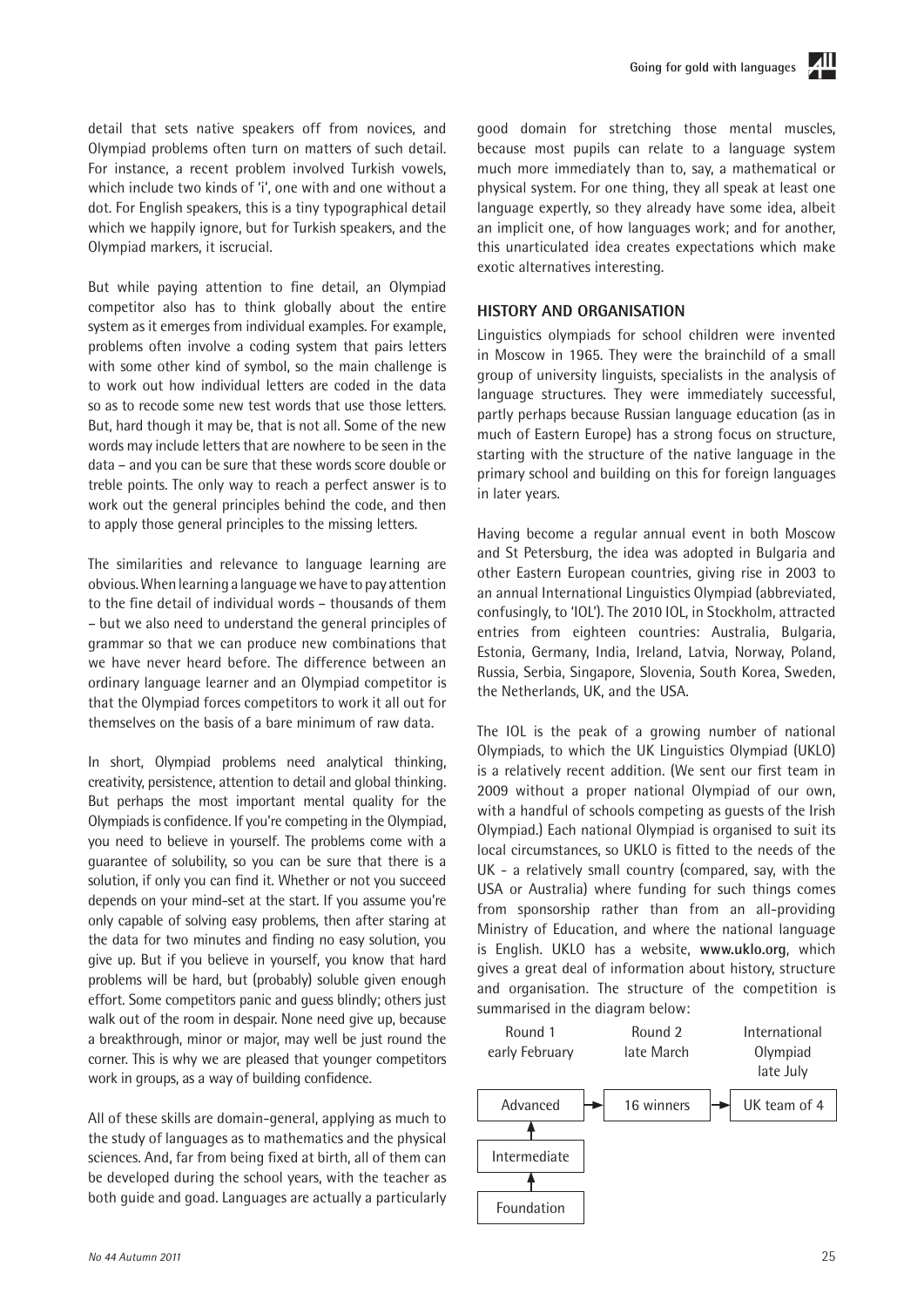detail that sets native speakers off from novices, and Olympiad problems often turn on matters of such detail. For instance, a recent problem involved Turkish vowels, which include two kinds of 'i', one with and one without a dot. For English speakers, this is a tiny typographical detail which we happily ignore, but for Turkish speakers, and the Olympiad markers, it iscrucial.

But while paying attention to fine detail, an Olympiad competitor also has to think globally about the entire system as it emerges from individual examples. For example, problems often involve a coding system that pairs letters with some other kind of symbol, so the main challenge is to work out how individual letters are coded in the data so as to recode some new test words that use those letters. But, hard though it may be, that is not all. Some of the new words may include letters that are nowhere to be seen in the data – and you can be sure that these words score double or treble points. The only way to reach a perfect answer is to work out the general principles behind the code, and then to apply those general principles to the missing letters.

The similarities and relevance to language learning are obvious. When learning a language we have to pay attention to the fine detail of individual words – thousands of them – but we also need to understand the general principles of grammar so that we can produce new combinations that we have never heard before. The difference between an ordinary language learner and an Olympiad competitor is that the Olympiad forces competitors to work it all out for themselves on the basis of a bare minimum of raw data.

In short, Olympiad problems need analytical thinking, creativity, persistence, attention to detail and global thinking. But perhaps the most important mental quality for the Olympiads is confidence. If you're competing in the Olympiad, you need to believe in yourself. The problems come with a guarantee of solubility, so you can be sure that there is a solution, if only you can find it. Whether or not you succeed depends on your mind-set at the start. If you assume you're only capable of solving easy problems, then after staring at the data for two minutes and finding no easy solution, you give up. But if you believe in yourself, you know that hard problems will be hard, but (probably) soluble given enough effort. Some competitors panic and guess blindly; others just walk out of the room in despair. None need give up, because a breakthrough, minor or major, may well be just round the corner. This is why we are pleased that younger competitors work in groups, as a way of building confidence.

All of these skills are domain-general, applying as much to the study of languages as to mathematics and the physical sciences. And, far from being fixed at birth, all of them can be developed during the school years, with the teacher as both guide and goad. Languages are actually a particularly good domain for stretching those mental muscles, because most pupils can relate to a language system much more immediately than to, say, a mathematical or physical system. For one thing, they all speak at least one language expertly, so they already have some idea, albeit an implicit one, of how languages work; and for another, this unarticulated idea creates expectations which make exotic alternatives interesting.

## HISTORY AND ORGANISATION

Linguistics olympiads for school children were invented in Moscow in 1965. They were the brainchild of a small group of university linguists, specialists in the analysis of language structures. They were immediately successful, partly perhaps because Russian language education (as in much of Eastern Europe) has a strong focus on structure, starting with the structure of the native language in the primary school and building on this for foreign languages in later years.

Having become a regular annual event in both Moscow and St Petersburg, the idea was adopted in Bulgaria and other Eastern European countries, giving rise in 2003 to an annual International Linguistics Olympiad (abbreviated, confusingly, to 'IOL'). The 2010 IOL, in Stockholm, attracted entries from eighteen countries: Australia, Bulgaria, Estonia, Germany, India, Ireland, Latvia, Norway, Poland, Russia, Serbia, Singapore, Slovenia, South Korea, Sweden, the Netherlands, UK, and the USA.

The IOL is the peak of a growing number of national Olympiads, to which the UK Linguistics Olympiad (UKLO) is a relatively recent addition. (We sent our first team in 2009 without a proper national Olympiad of our own, with a handful of schools competing as guests of the Irish Olympiad.) Each national Olympiad is organised to suit its local circumstances, so UKLO is fitted to the needs of the UK - a relatively small country (compared, say, with the USA or Australia) where funding for such things comes from sponsorship rather than from an all-providing Ministry of Education, and where the national language is English. UKLO has a website, **www.uklo.org**, which gives a great deal of information about history, structure and organisation. The structure of the competition is summarised in the diagram below:

| Round 1 early February | Round 2 late March | International Olympiad late July |
|---|---|---|
| Advanced → | 16 winners → | UK team of 4 |
| ↑ Intermediate | | |
| ↑ Foundation | | |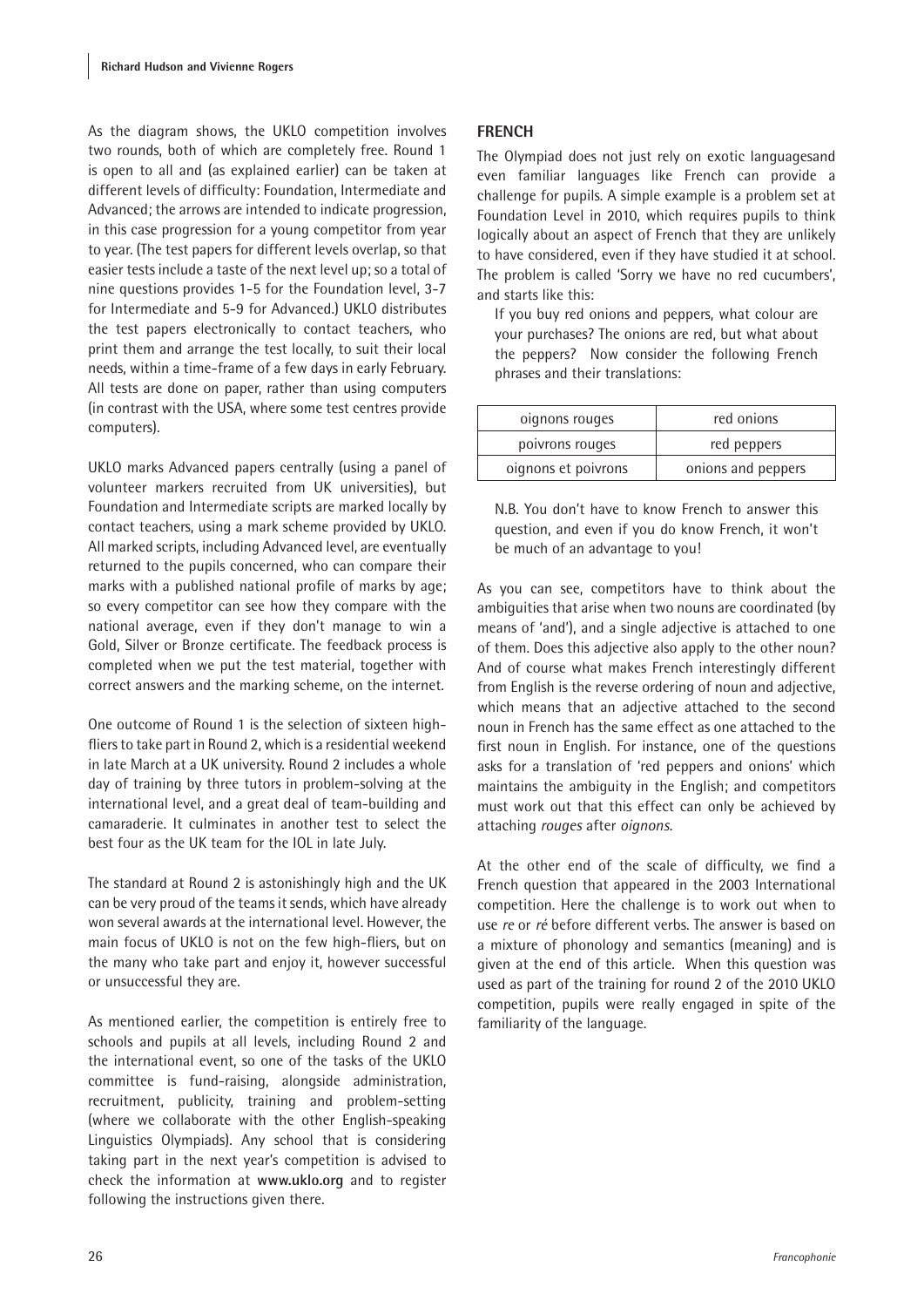As the diagram shows, the UKLO competition involves two rounds, both of which are completely free. Round 1 is open to all and (as explained earlier) can be taken at different levels of difficulty: Foundation, Intermediate and Advanced; the arrows are intended to indicate progression, in this case progression for a young competitor from year to year. (The test papers for different levels overlap, so that easier tests include a taste of the next level up; so a total of nine questions provides 1-5 for the Foundation level, 3-7 for Intermediate and 5-9 for Advanced.) UKLO distributes the test papers electronically to contact teachers, who print them and arrange the test locally, to suit their local needs, within a time-frame of a few days in early February. All tests are done on paper, rather than using computers (in contrast with the USA, where some test centres provide computers).

UKLO marks Advanced papers centrally (using a panel of volunteer markers recruited from UK universities), but Foundation and Intermediate scripts are marked locally by contact teachers, using a mark scheme provided by UKLO. All marked scripts, including Advanced level, are eventually returned to the pupils concerned, who can compare their marks with a published national profile of marks by age; so every competitor can see how they compare with the national average, even if they don't manage to win a Gold, Silver or Bronze certificate. The feedback process is completed when we put the test material, together with correct answers and the marking scheme, on the internet.

One outcome of Round 1 is the selection of sixteen high-fliers to take part in Round 2, which is a residential weekend in late March at a UK university. Round 2 includes a whole day of training by three tutors in problem-solving at the international level, and a great deal of team-building and camaraderie. It culminates in another test to select the best four as the UK team for the IOL in late July.

The standard at Round 2 is astonishingly high and the UK can be very proud of the teams it sends, which have already won several awards at the international level. However, the main focus of UKLO is not on the few high-fliers, but on the many who take part and enjoy it, however successful or unsuccessful they are.

As mentioned earlier, the competition is entirely free to schools and pupils at all levels, including Round 2 and the international event, so one of the tasks of the UKLO committee is fund-raising, alongside administration, recruitment, publicity, training and problem-setting (where we collaborate with the other English-speaking Linguistics Olympiads). Any school that is considering taking part in the next year's competition is advised to check the information at **www.uklo.org** and to register following the instructions given there.

## FRENCH

The Olympiad does not just rely on exotic languagesand even familiar languages like French can provide a challenge for pupils. A simple example is a problem set at Foundation Level in 2010, which requires pupils to think logically about an aspect of French that they are unlikely to have considered, even if they have studied it at school. The problem is called 'Sorry we have no red cucumbers', and starts like this:

> If you buy red onions and peppers, what colour are your purchases? The onions are red, but what about the peppers? Now consider the following French phrases and their translations:

| oignons rouges | red onions |
| --- | --- |
| poivrons rouges | red peppers |
| oignons et poivrons | onions and peppers |

> N.B. You don't have to know French to answer this question, and even if you do know French, it won't be much of an advantage to you!

As you can see, competitors have to think about the ambiguities that arise when two nouns are coordinated (by means of 'and'), and a single adjective is attached to one of them. Does this adjective also apply to the other noun? And of course what makes French interestingly different from English is the reverse ordering of noun and adjective, which means that an adjective attached to the second noun in French has the same effect as one attached to the first noun in English. For instance, one of the questions asks for a translation of 'red peppers and onions' which maintains the ambiguity in the English; and competitors must work out that this effect can only be achieved by attaching *rouges* after *oignons*.

At the other end of the scale of difficulty, we find a French question that appeared in the 2003 International competition. Here the challenge is to work out when to use *re* or *ré* before different verbs. The answer is based on a mixture of phonology and semantics (meaning) and is given at the end of this article. When this question was used as part of the training for round 2 of the 2010 UKLO competition, pupils were really engaged in spite of the familiarity of the language.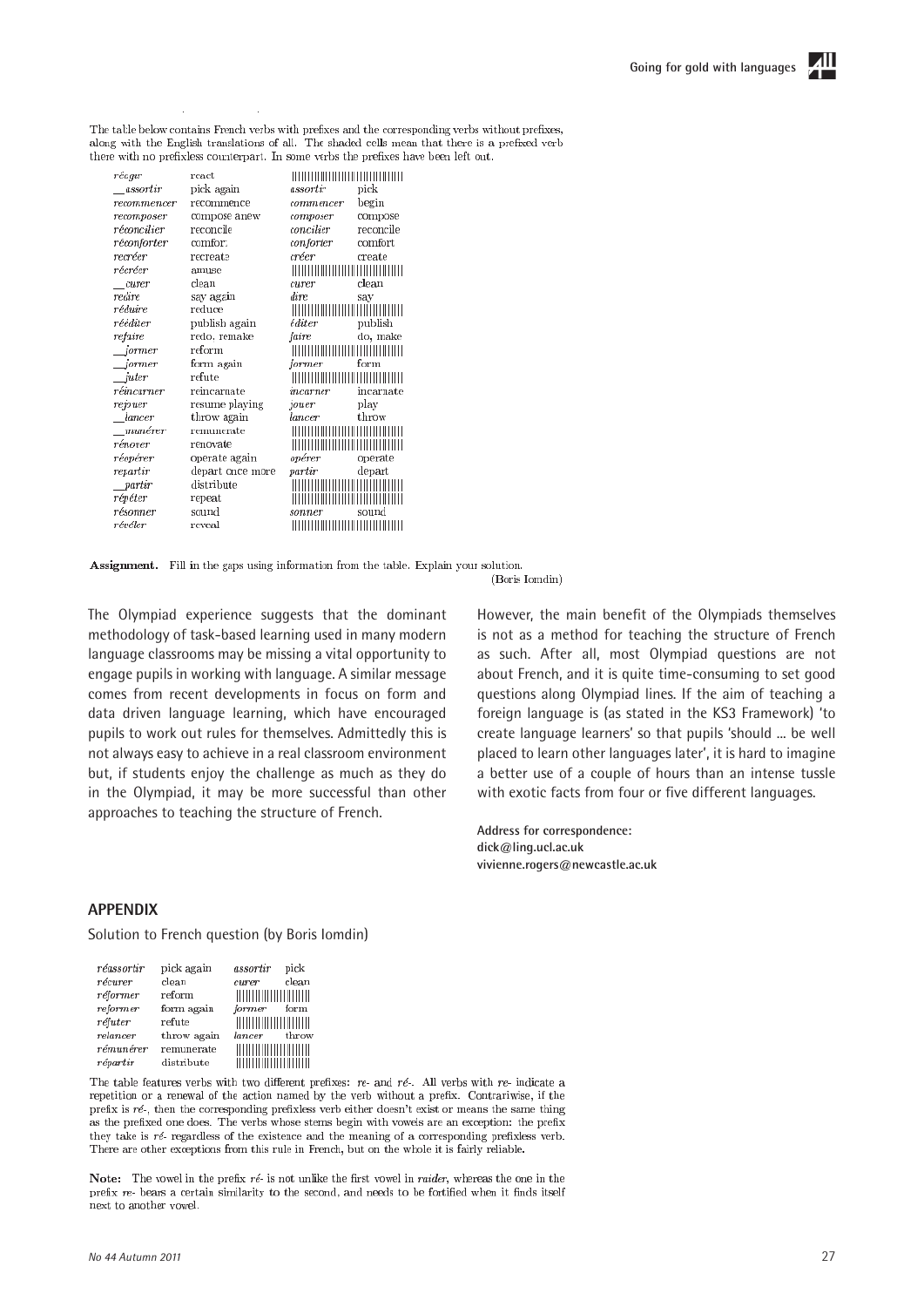The table below contains French verbs with prefixes and the corresponding verbs without prefixes, along with the English translations of all. The shaded cells mean that there is a prefixed verb there with no prefixless counterpart. In some verbs the prefixes have been left out.

| | | | |
|---|---|---|---|
| *réagir* | react | | |
| __*assortir* | pick again | *assortir* | pick |
| *recommencer* | recommence | *commencer* | begin |
| *recomposer* | compose anew | *composer* | compose |
| *réconcilier* | reconcile | *concilier* | reconcile |
| *réconforter* | comfort | *conforter* | comfort |
| *recréer* | recreate | *créer* | create |
| *récréer* | amuse | | |
| __*curer* | clean | *curer* | clean |
| *redire* | say again | *dire* | say |
| *réduire* | reduce | | |
| *rééditer* | publish again | *éditer* | publish |
| *refaire* | redo, remake | *faire* | do, make |
| __*former* | reform | | |
| __*former* | form again | *former* | form |
| __*futer* | refute | | |
| *réincarner* | reincarnate | *incarner* | incarnate |
| *rejouer* | resume playing | *jouer* | play |
| __*lancer* | throw again | *lancer* | throw |
| __*munérer* | remunerate | | |
| *rénover* | renovate | | |
| *réopérer* | operate again | *opérer* | operate |
| *repartir* | depart once more | *partir* | depart |
| __*partir* | distribute | | |
| *répéter* | repeat | | |
| *résonner* | sound | *sonner* | sound |
| *révéler* | reveal | | |

**Assignment.** Fill in the gaps using information from the table. Explain your solution.

(Boris Iomdin)

The Olympiad experience suggests that the dominant methodology of task-based learning used in many modern language classrooms may be missing a vital opportunity to engage pupils in working with language. A similar message comes from recent developments in focus on form and data driven language learning, which have encouraged pupils to work out rules for themselves. Admittedly this is not always easy to achieve in a real classroom environment but, if students enjoy the challenge as much as they do in the Olympiad, it may be more successful than other approaches to teaching the structure of French.

However, the main benefit of the Olympiads themselves is not as a method for teaching the structure of French as such. After all, most Olympiad questions are not about French, and it is quite time-consuming to set good questions along Olympiad lines. If the aim of teaching a foreign language is (as stated in the KS3 Framework) 'to create language learners' so that pupils 'should ... be well placed to learn other languages later', it is hard to imagine a better use of a couple of hours than an intense tussle with exotic facts from four or five different languages.

**Address for correspondence:**
**dick@ling.ucl.ac.uk**
**vivienne.rogers@newcastle.ac.uk**

## APPENDIX

Solution to French question (by Boris Iomdin)

| | | | |
|---|---|---|---|
| *réassortir* | pick again | *assortir* | pick |
| *récurer* | clean | *curer* | clean |
| *réformer* | reform | | |
| *reformer* | form again | *former* | form |
| *réfuter* | refute | | |
| *relancer* | throw again | *lancer* | throw |
| *rémunérer* | remunerate | | |
| *répartir* | distribute | | |

The table features verbs with two different prefixes: *re-* and *ré-*. All verbs with *re-* indicate a repetition or a renewal of the action named by the verb without a prefix. Contrariwise, if the prefix is *ré-*, then the corresponding prefixless verb either doesn't exist or means the same thing as the prefixed one does. The verbs whose stems begin with vowels are an exception: the prefix they take is *ré-* regardless of the existence and the meaning of a corresponding prefixless verb. There are other exceptions from this rule in French, but on the whole it is fairly reliable.

**Note:** The vowel in the prefix *ré-* is not unlike the first vowel in *raider*, whereas the one in the prefix *re-* bears a certain similarity to the second, and needs to be fortified when it finds itself next to another vowel.